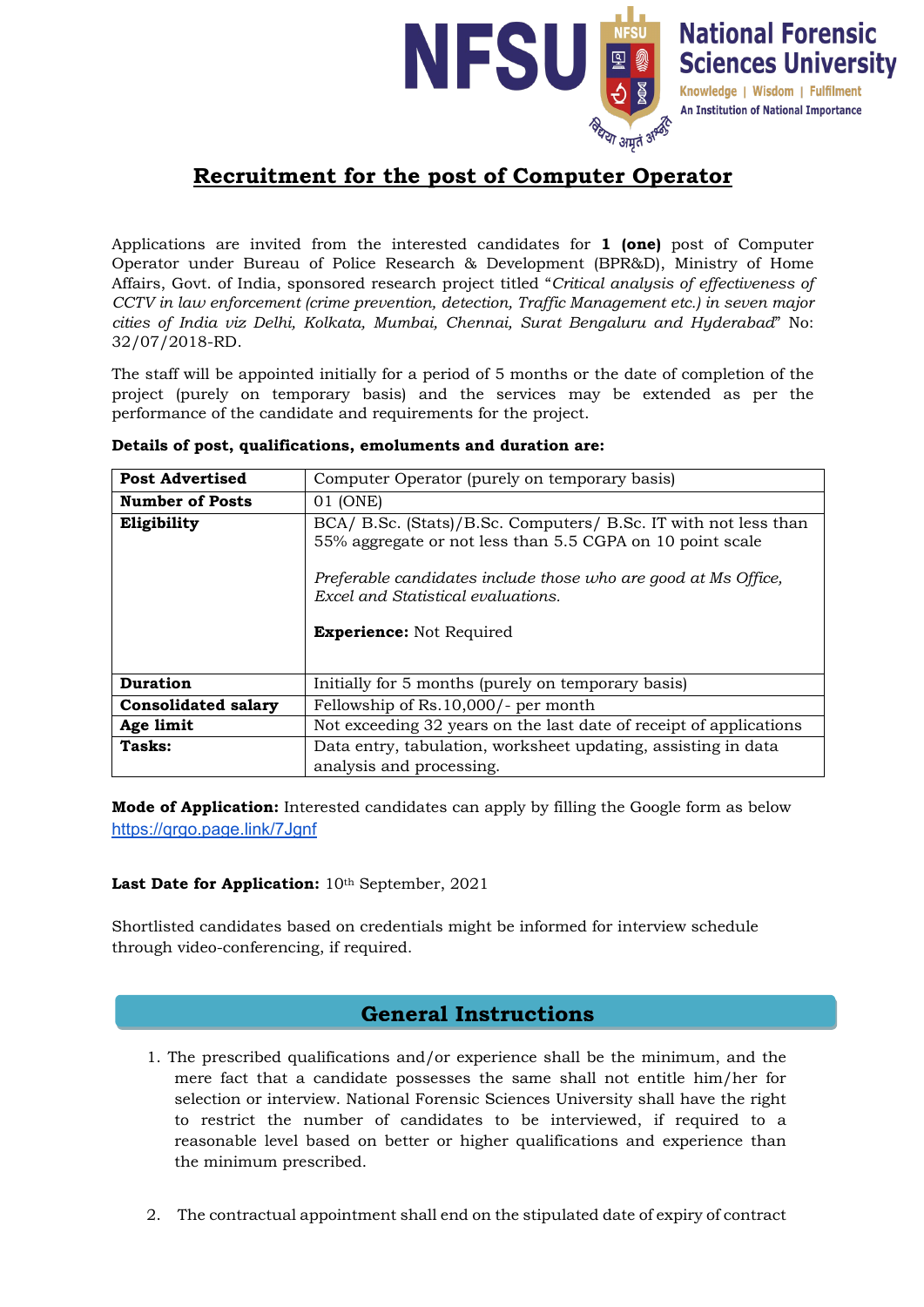# Recruitment for the post of Computer Operator

Applications are invited from the interested candidates for **1 (one)** post of Computer Operator under Bureau of Police Research & Development (BPR&D), Ministry of Home Affairs, Govt. of India, sponsored research project titled "*Critical analysis of effectiveness of CCTV in law enforcement (crime prevention, detection, Traffic Management etc.) in seven major cities of India viz Delhi, Kolkata, Mumbai, Chennai, Surat Bengaluru and Hyderabad*" No: 32/07/2018-RD.

The staff will be appointed initially for a period of 5 months or the date of completion of the project (purely on temporary basis) and the services may be extended as per the performance of the candidate and requirements for the project.

**Details of post, qualifications, emoluments and duration are:**

| **Post Advertised** | Computer Operator (purely on temporary basis) |
|---|---|
| **Number of Posts** | 01 (ONE) |
| **Eligibility** | BCA/ B.Sc. (Stats)/B.Sc. Computers/ B.Sc. IT with not less than 55% aggregate or not less than 5.5 CGPA on 10 point scale<br><br>*Preferable candidates include those who are good at Ms Office, Excel and Statistical evaluations.*<br><br>**Experience:** Not Required |
| **Duration** | Initially for 5 months (purely on temporary basis) |
| **Consolidated salary** | Fellowship of Rs.10,000/- per month |
| **Age limit** | Not exceeding 32 years on the last date of receipt of applications |
| **Tasks:** | Data entry, tabulation, worksheet updating, assisting in data analysis and processing. |

**Mode of Application:** Interested candidates can apply by filling the Google form as below
https://qrgo.page.link/7Jgnf

**Last Date for Application:** 10th September, 2021

Shortlisted candidates based on credentials might be informed for interview schedule through video-conferencing, if required.

## General Instructions

1. The prescribed qualifications and/or experience shall be the minimum, and the mere fact that a candidate possesses the same shall not entitle him/her for selection or interview. National Forensic Sciences University shall have the right to restrict the number of candidates to be interviewed, if required to a reasonable level based on better or higher qualifications and experience than the minimum prescribed.

2. The contractual appointment shall end on the stipulated date of expiry of contract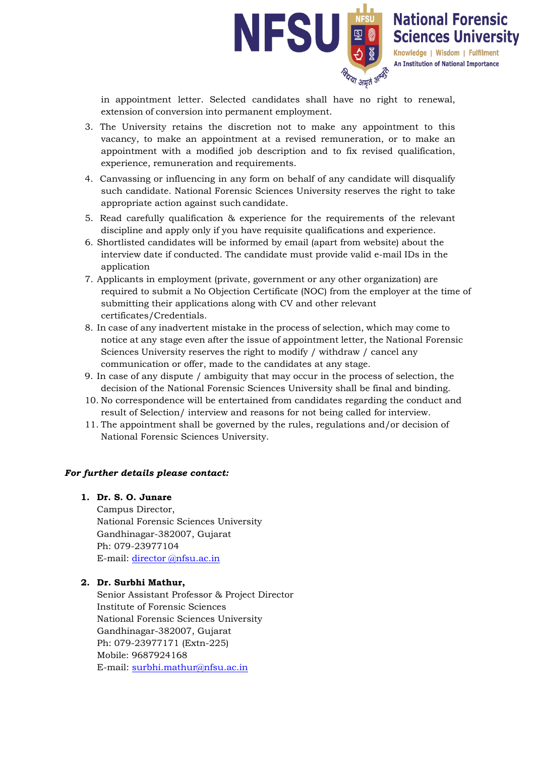in appointment letter. Selected candidates shall have no right to renewal, extension of conversion into permanent employment.

3. The University retains the discretion not to make any appointment to this vacancy, to make an appointment at a revised remuneration, or to make an appointment with a modified job description and to fix revised qualification, experience, remuneration and requirements.
4. Canvassing or influencing in any form on behalf of any candidate will disqualify such candidate. National Forensic Sciences University reserves the right to take appropriate action against such candidate.
5. Read carefully qualification & experience for the requirements of the relevant discipline and apply only if you have requisite qualifications and experience.
6. Shortlisted candidates will be informed by email (apart from website) about the interview date if conducted. The candidate must provide valid e-mail IDs in the application
7. Applicants in employment (private, government or any other organization) are required to submit a No Objection Certificate (NOC) from the employer at the time of submitting their applications along with CV and other relevant certificates/Credentials.
8. In case of any inadvertent mistake in the process of selection, which may come to notice at any stage even after the issue of appointment letter, the National Forensic Sciences University reserves the right to modify / withdraw / cancel any communication or offer, made to the candidates at any stage.
9. In case of any dispute / ambiguity that may occur in the process of selection, the decision of the National Forensic Sciences University shall be final and binding.
10. No correspondence will be entertained from candidates regarding the conduct and result of Selection/ interview and reasons for not being called for interview.
11. The appointment shall be governed by the rules, regulations and/or decision of National Forensic Sciences University.

***For further details please contact:***

1. **Dr. S. O. Junare**
   Campus Director,
   National Forensic Sciences University
   Gandhinagar-382007, Gujarat
   Ph: 079-23977104
   E-mail: director @nfsu.ac.in

2. **Dr. Surbhi Mathur,**
   Senior Assistant Professor & Project Director
   Institute of Forensic Sciences
   National Forensic Sciences University
   Gandhinagar-382007, Gujarat
   Ph: 079-23977171 (Extn-225)
   Mobile: 9687924168
   E-mail: surbhi.mathur@nfsu.ac.in